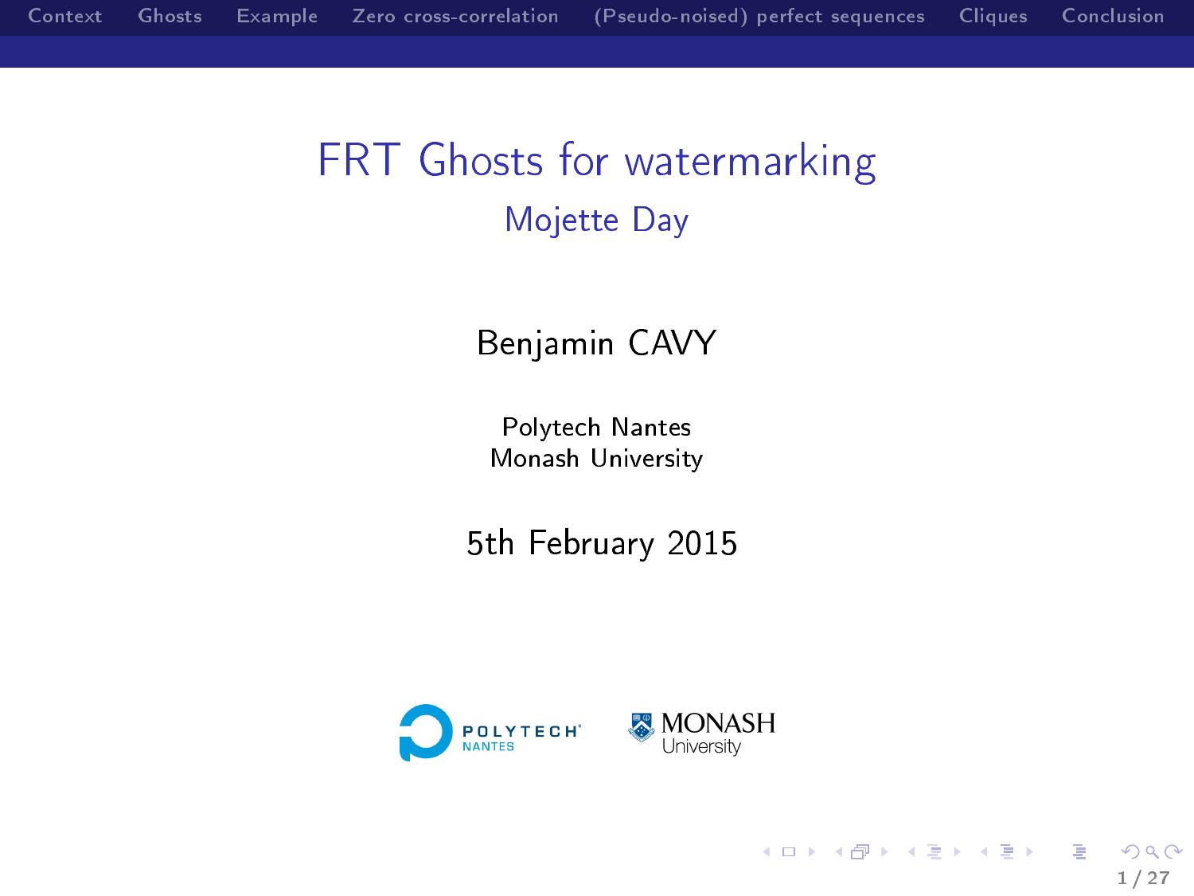# FRT Ghosts for watermarking

## Mojette Day

Benjamin CAVY

Polytech Nantes
Monash University

5th February 2015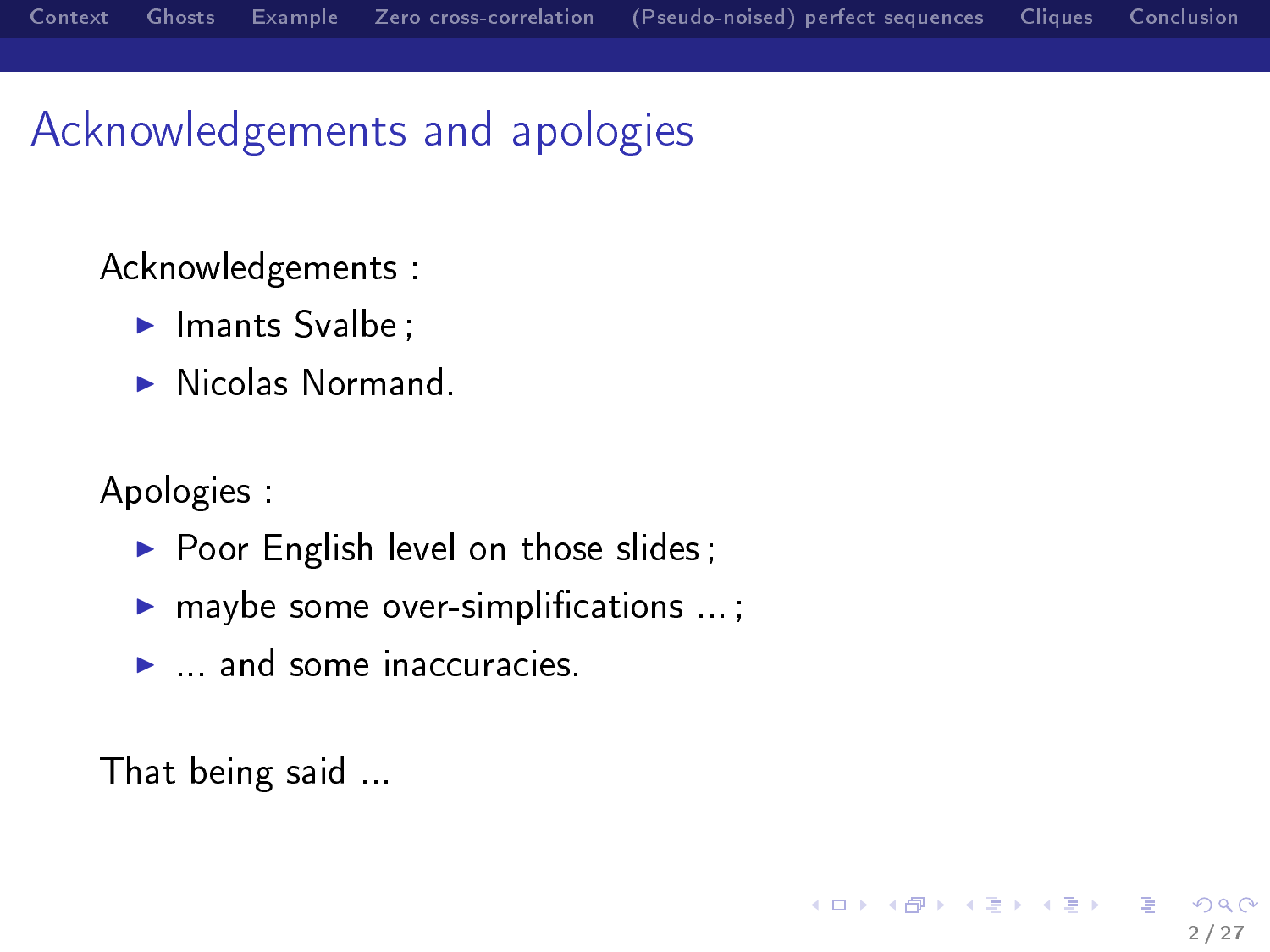# Acknowledgements and apologies

Acknowledgements :

- Imants Svalbe ;
- Nicolas Normand.

Apologies :

- Poor English level on those slides ;
- maybe some over-simplifications ... ;
- ... and some inaccuracies.

That being said ...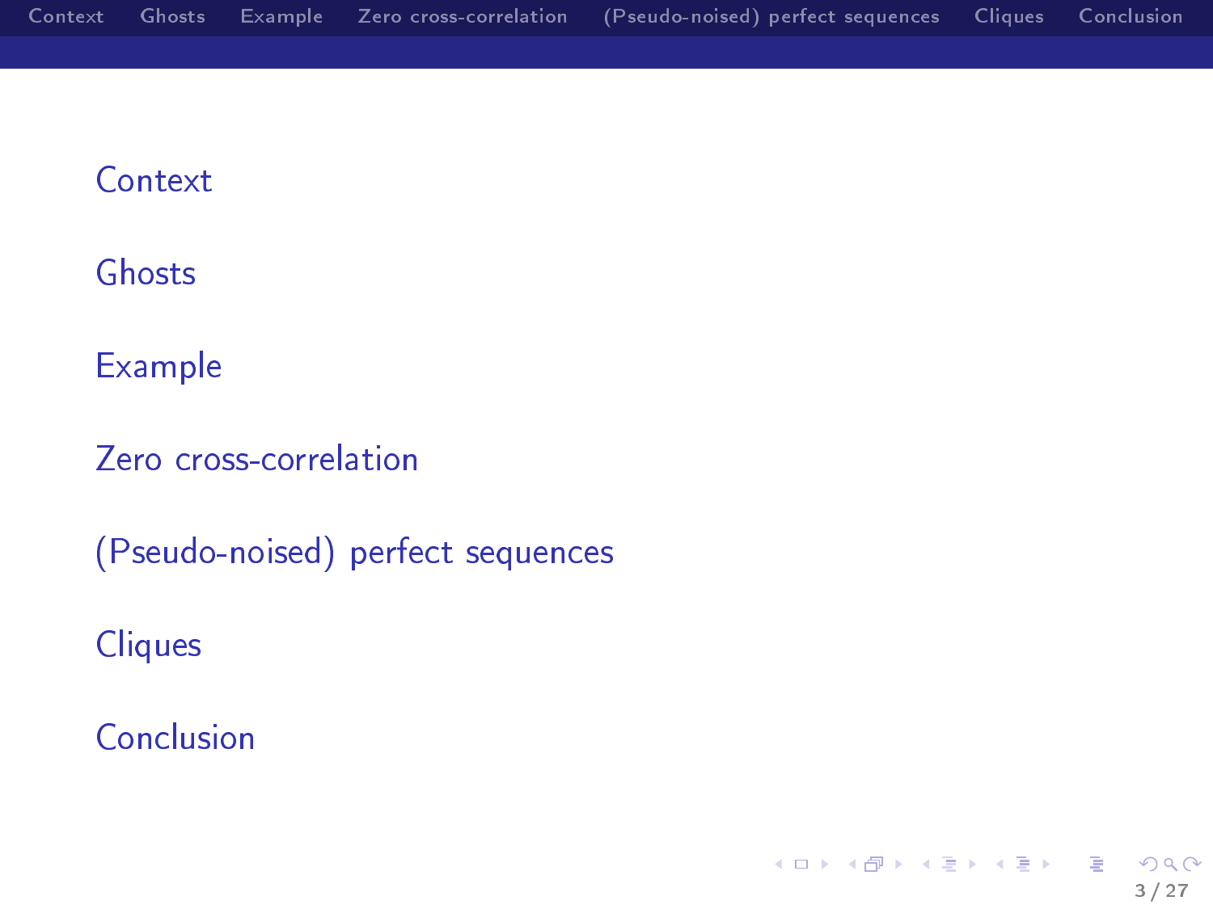- Context
- Ghosts
- Example
- Zero cross-correlation
- (Pseudo-noised) perfect sequences
- Cliques
- Conclusion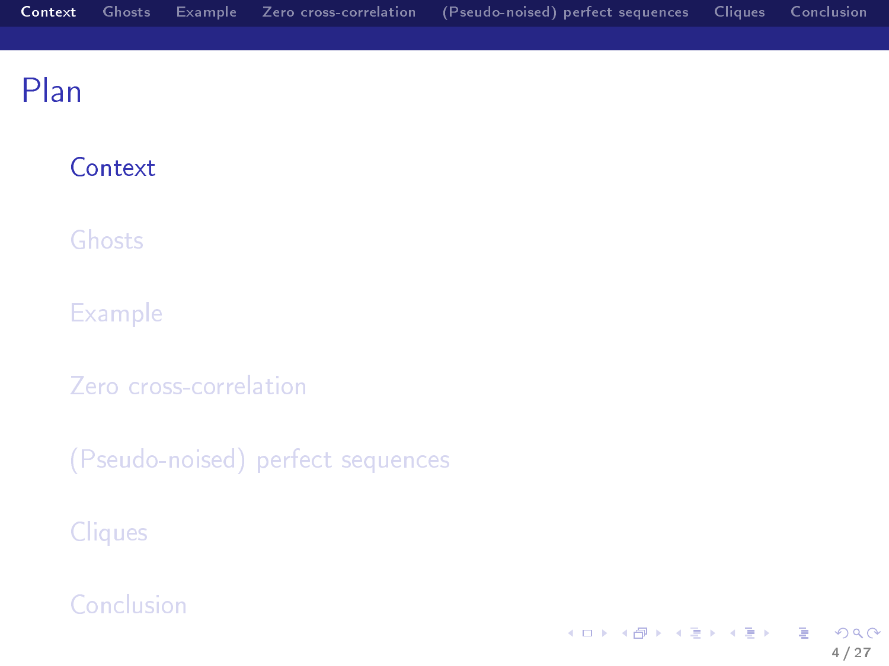# Plan

- Context
- Ghosts
- Example
- Zero cross-correlation
- (Pseudo-noised) perfect sequences
- Cliques
- Conclusion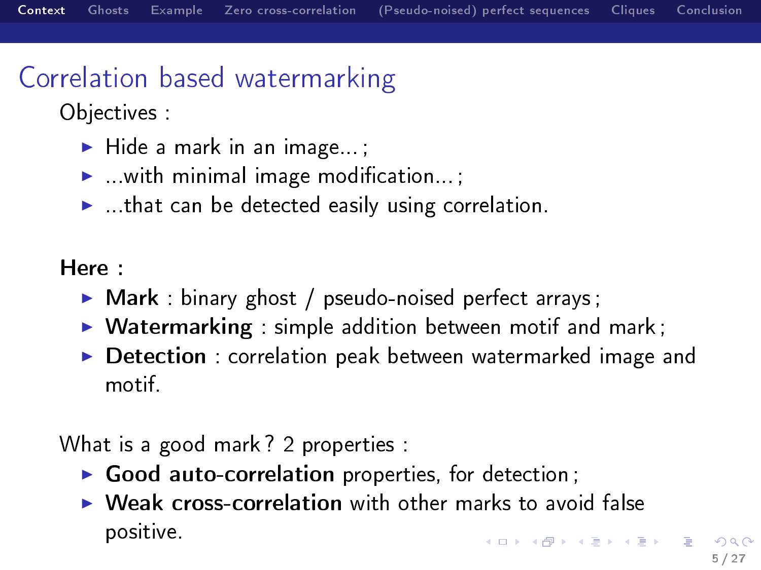# Correlation based watermarking

Objectives :

- Hide a mark in an image... ;
- ...with minimal image modification... ;
- ...that can be detected easily using correlation.

**Here :**

- **Mark** : binary ghost / pseudo-noised perfect arrays ;
- **Watermarking** : simple addition between motif and mark ;
- **Detection** : correlation peak between watermarked image and motif.

What is a good mark ? 2 properties :

- **Good auto-correlation** properties, for detection ;
- **Weak cross-correlation** with other marks to avoid false positive.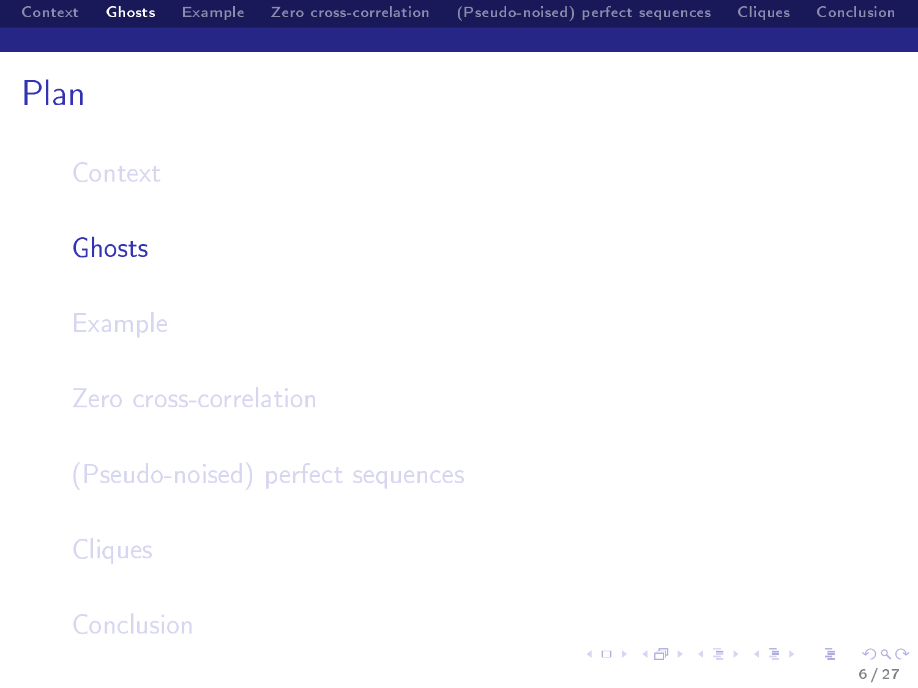# Plan

- Context
- **Ghosts**
- Example
- Zero cross-correlation
- (Pseudo-noised) perfect sequences
- Cliques
- Conclusion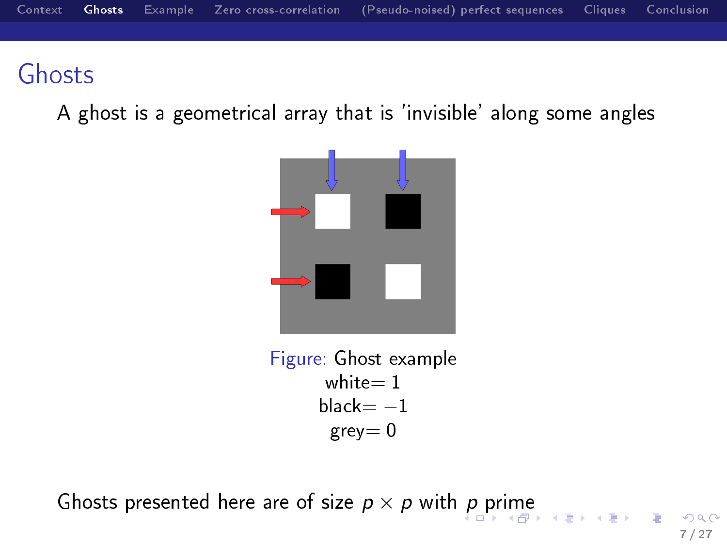# Ghosts

A ghost is a geometrical array that is 'invisible' along some angles

Figure: Ghost example
white$=1$
black$=-1$
grey$=0$

Ghosts presented here are of size $p \times p$ with $p$ prime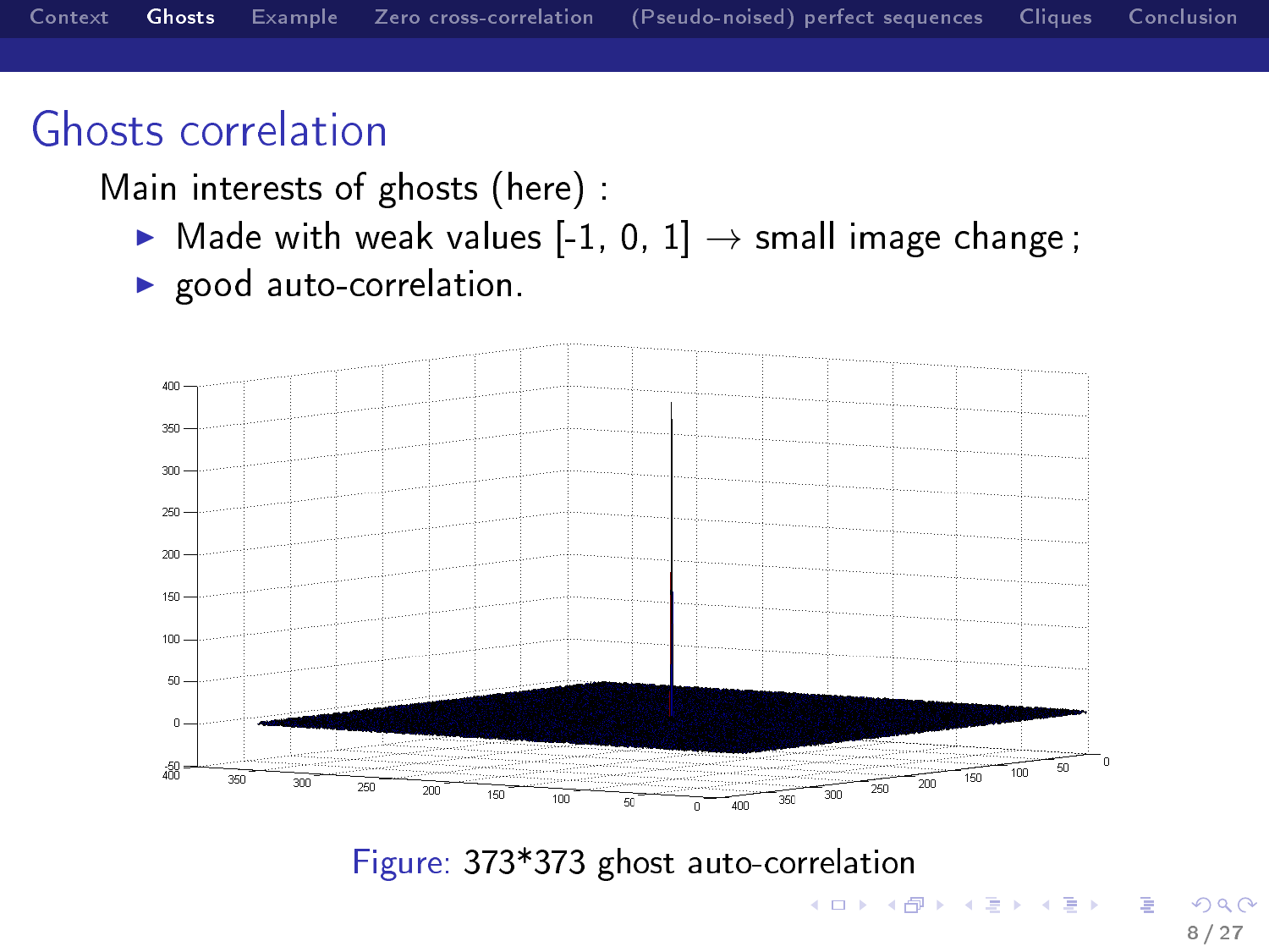## Ghosts correlation

Main interests of ghosts (here) :

- Made with weak values [-1, 0, 1] $\rightarrow$ small image change ;
- good auto-correlation.

Figure: 373*373 ghost auto-correlation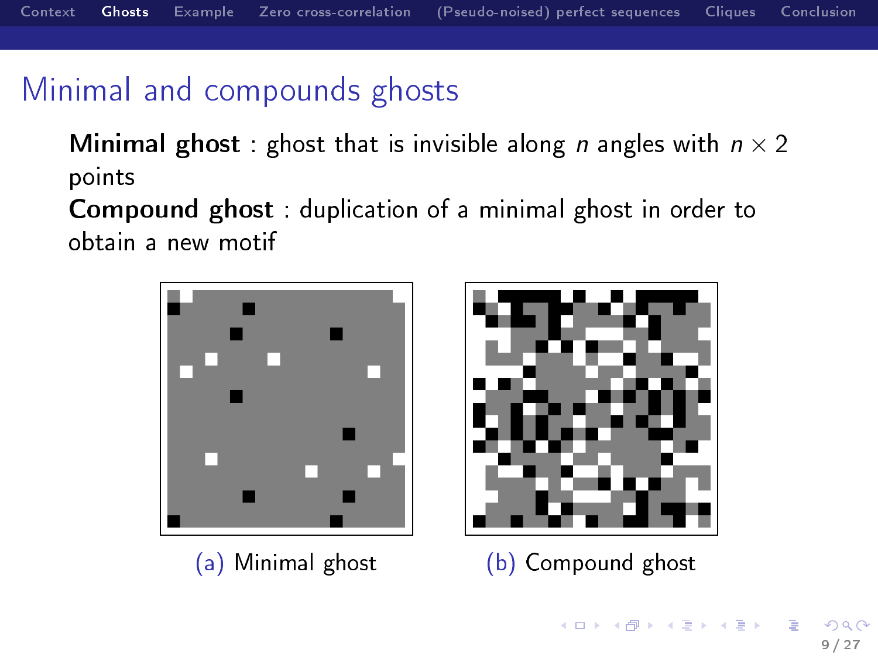## Minimal and compounds ghosts

**Minimal ghost** : ghost that is invisible along $n$ angles with $n \times 2$ points

**Compound ghost** : duplication of a minimal ghost in order to obtain a new motif

(a) Minimal ghost

(b) Compound ghost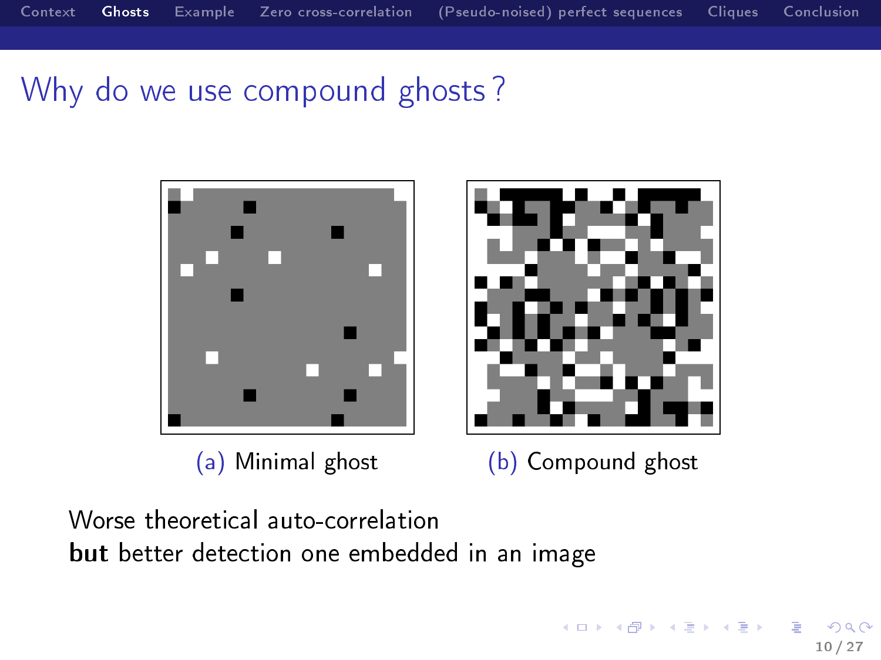# Why do we use compound ghosts ?

(a) Minimal ghost

(b) Compound ghost

Worse theoretical auto-correlation
**but** better detection one embedded in an image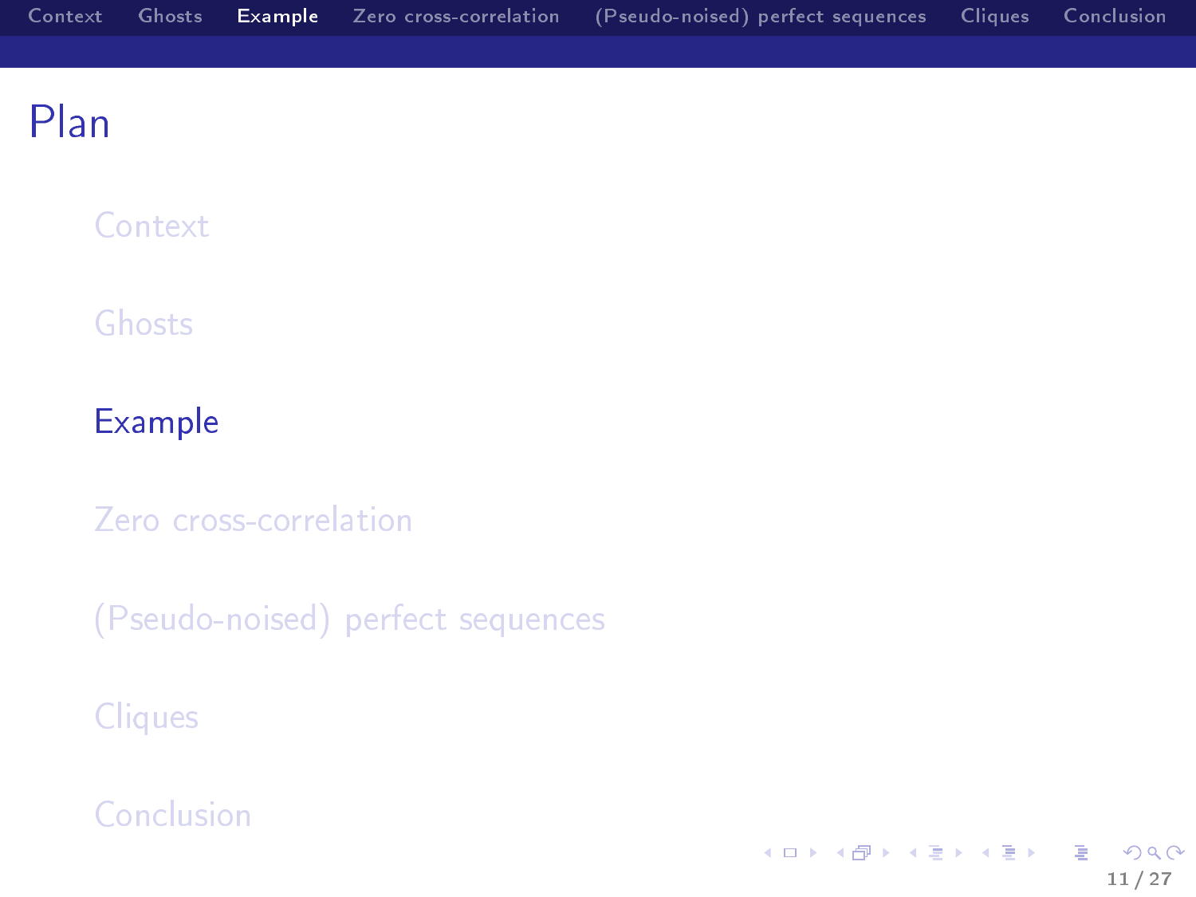# Plan

- Context
- Ghosts
- **Example**
- Zero cross-correlation
- (Pseudo-noised) perfect sequences
- Cliques
- Conclusion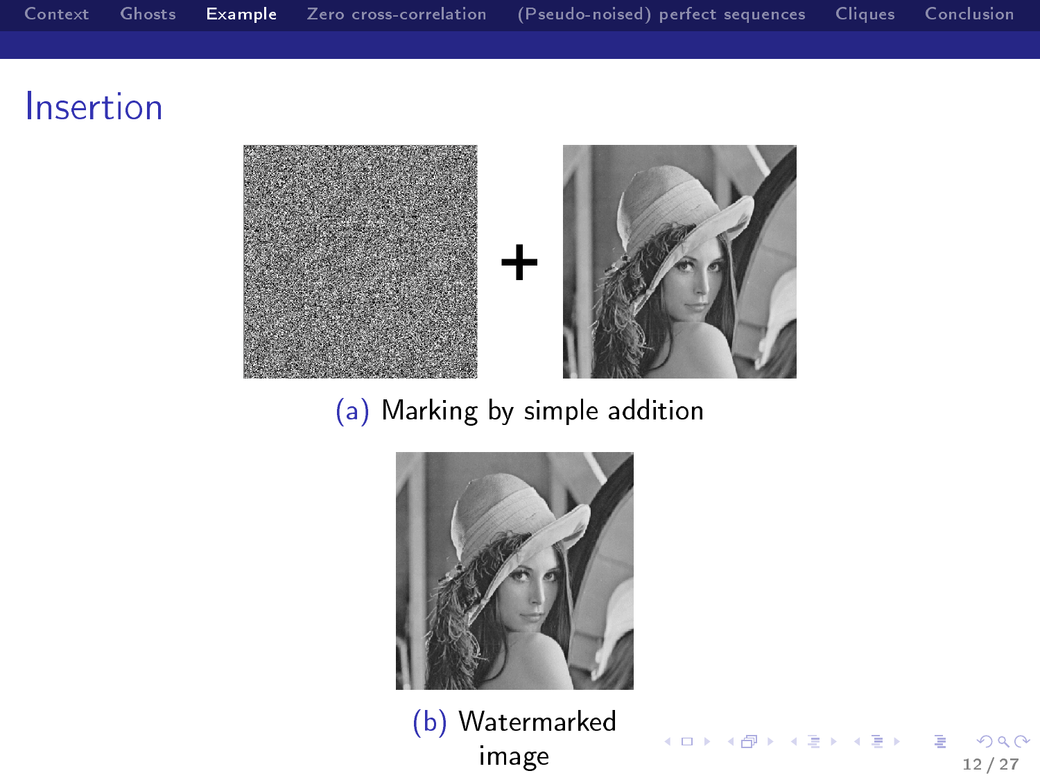## Insertion

+

(a) Marking by simple addition

(b) Watermarked image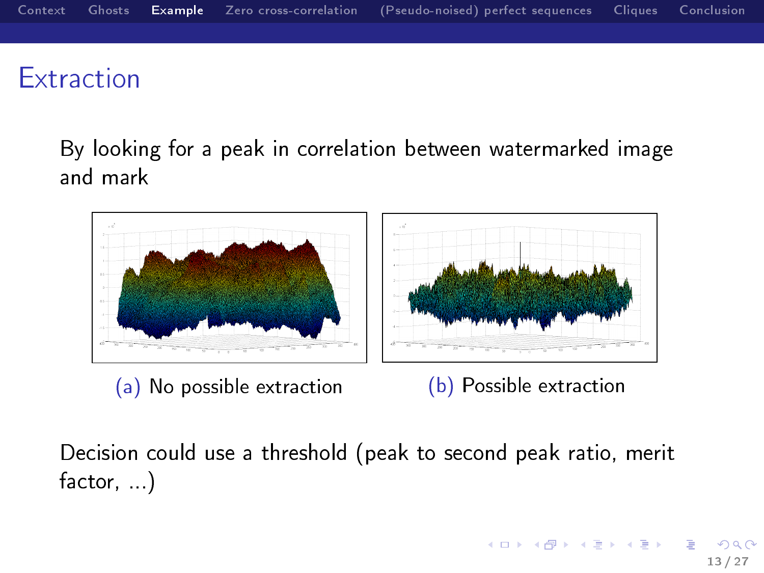## Extraction

By looking for a peak in correlation between watermarked image and mark

(a) No possible extraction

(b) Possible extraction

Decision could use a threshold (peak to second peak ratio, merit factor, ...)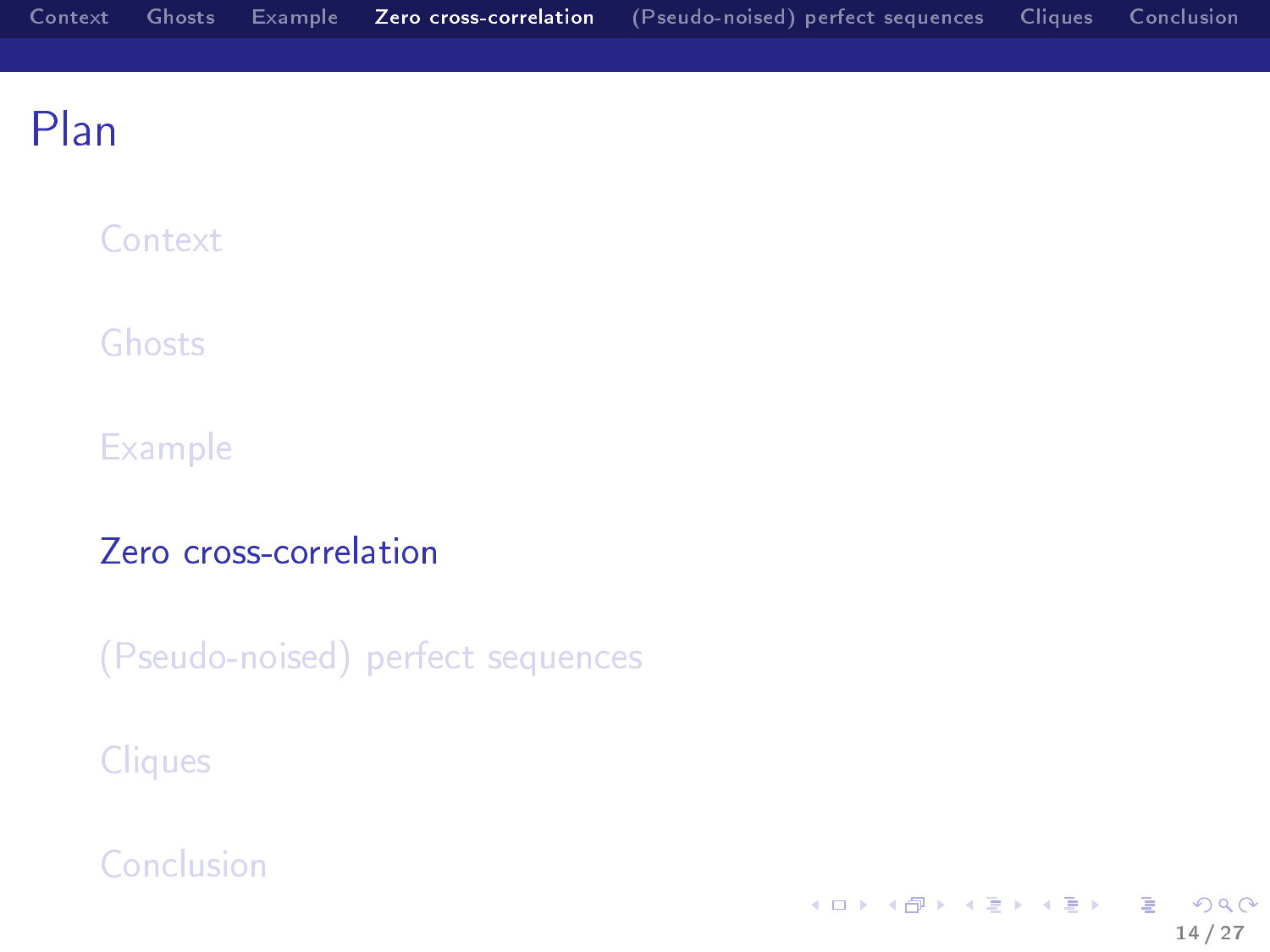# Plan

- Context
- Ghosts
- Example
- **Zero cross-correlation**
- (Pseudo-noised) perfect sequences
- Cliques
- Conclusion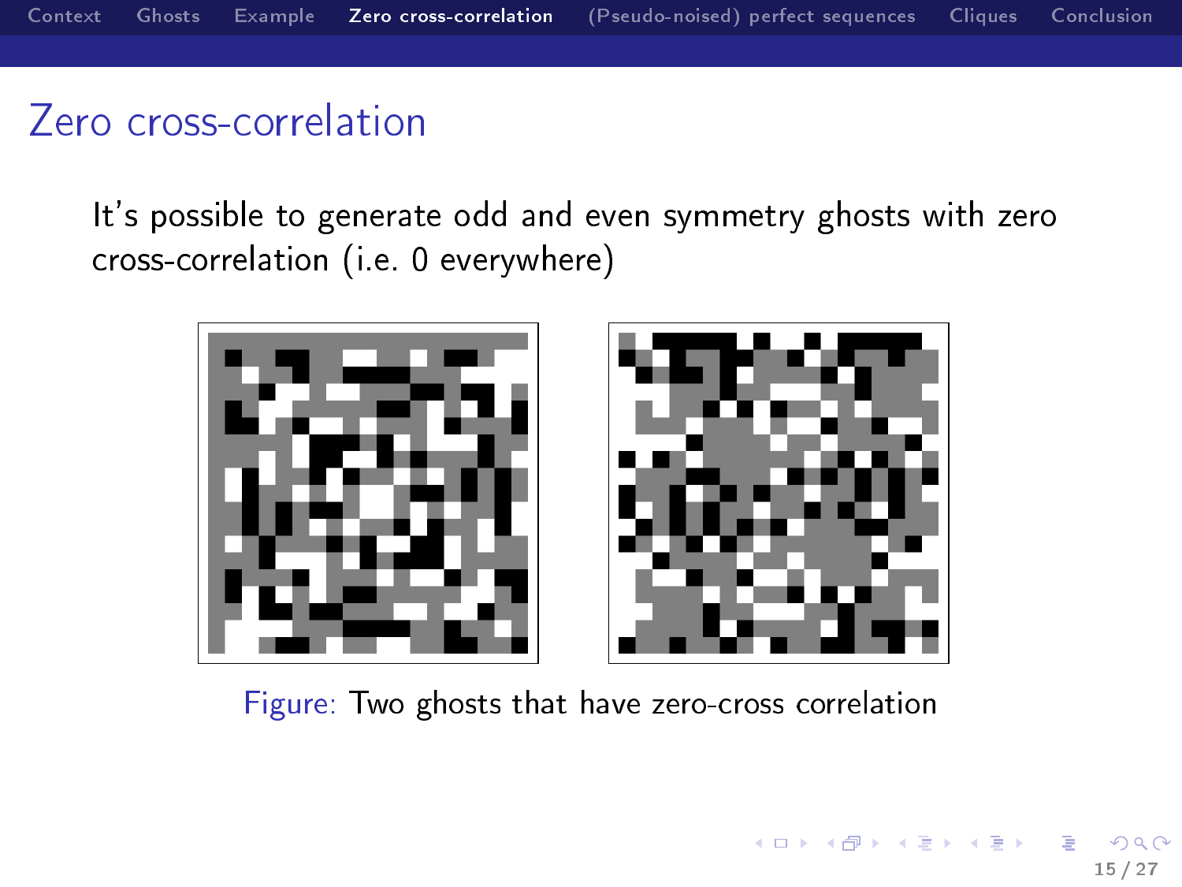# Zero cross-correlation

It's possible to generate odd and even symmetry ghosts with zero cross-correlation (i.e. 0 everywhere)

Figure: Two ghosts that have zero-cross correlation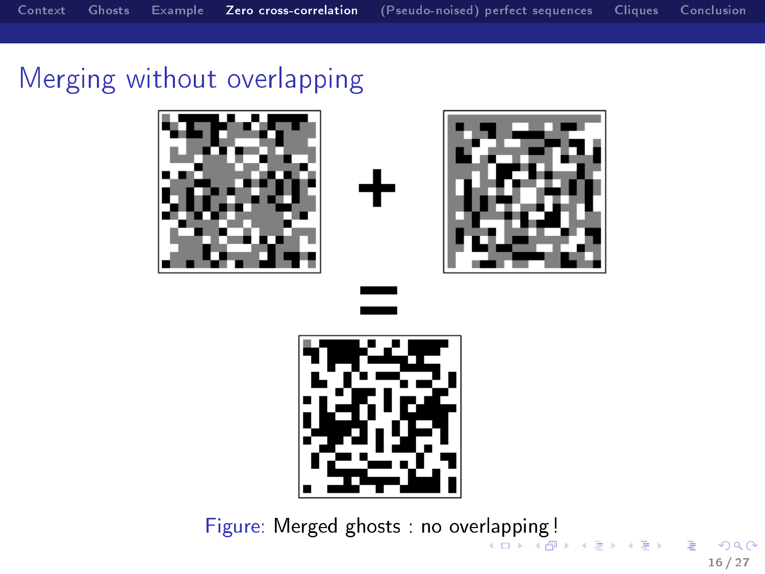## Merging without overlapping

Figure: Merged ghosts : no overlapping !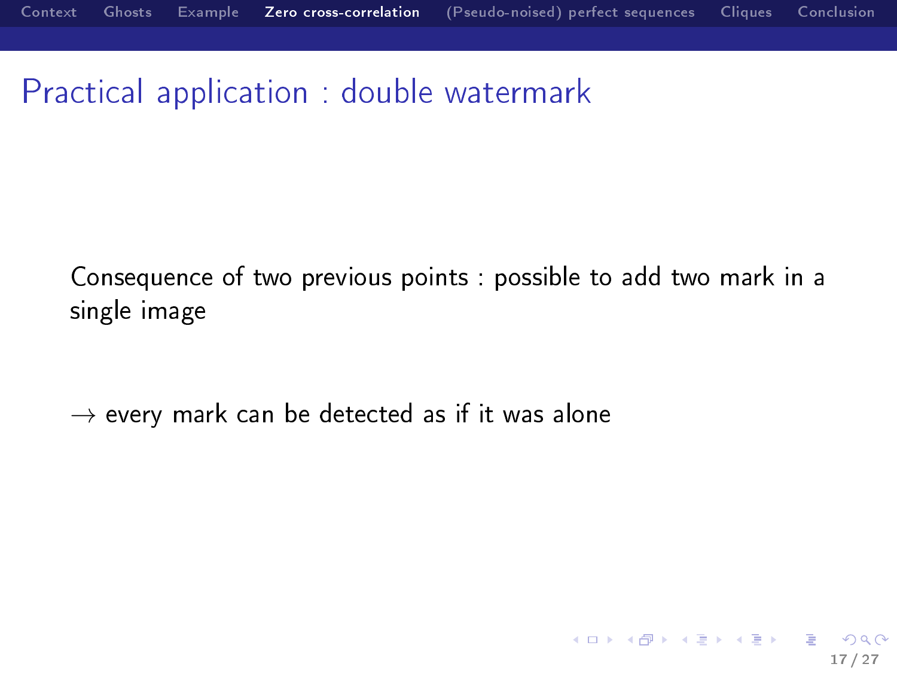# Practical application : double watermark

Consequence of two previous points : possible to add two mark in a single image

$\rightarrow$ every mark can be detected as if it was alone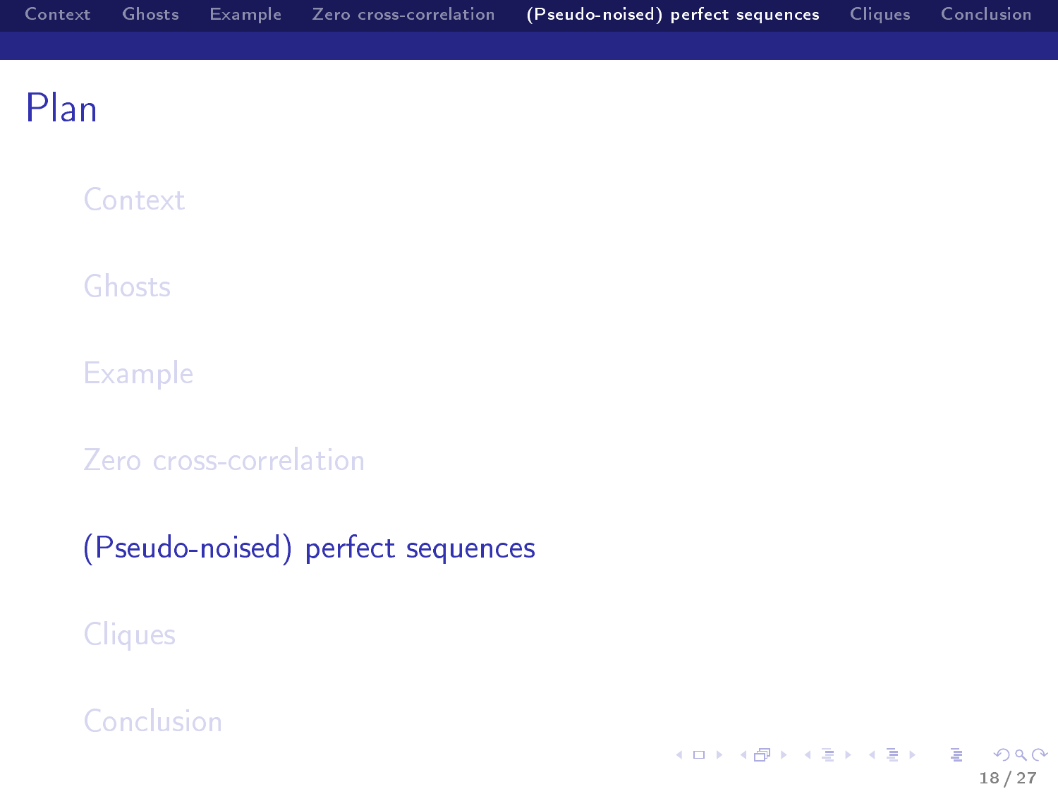# Plan

- Context
- Ghosts
- Example
- Zero cross-correlation
- (Pseudo-noised) perfect sequences
- Cliques
- Conclusion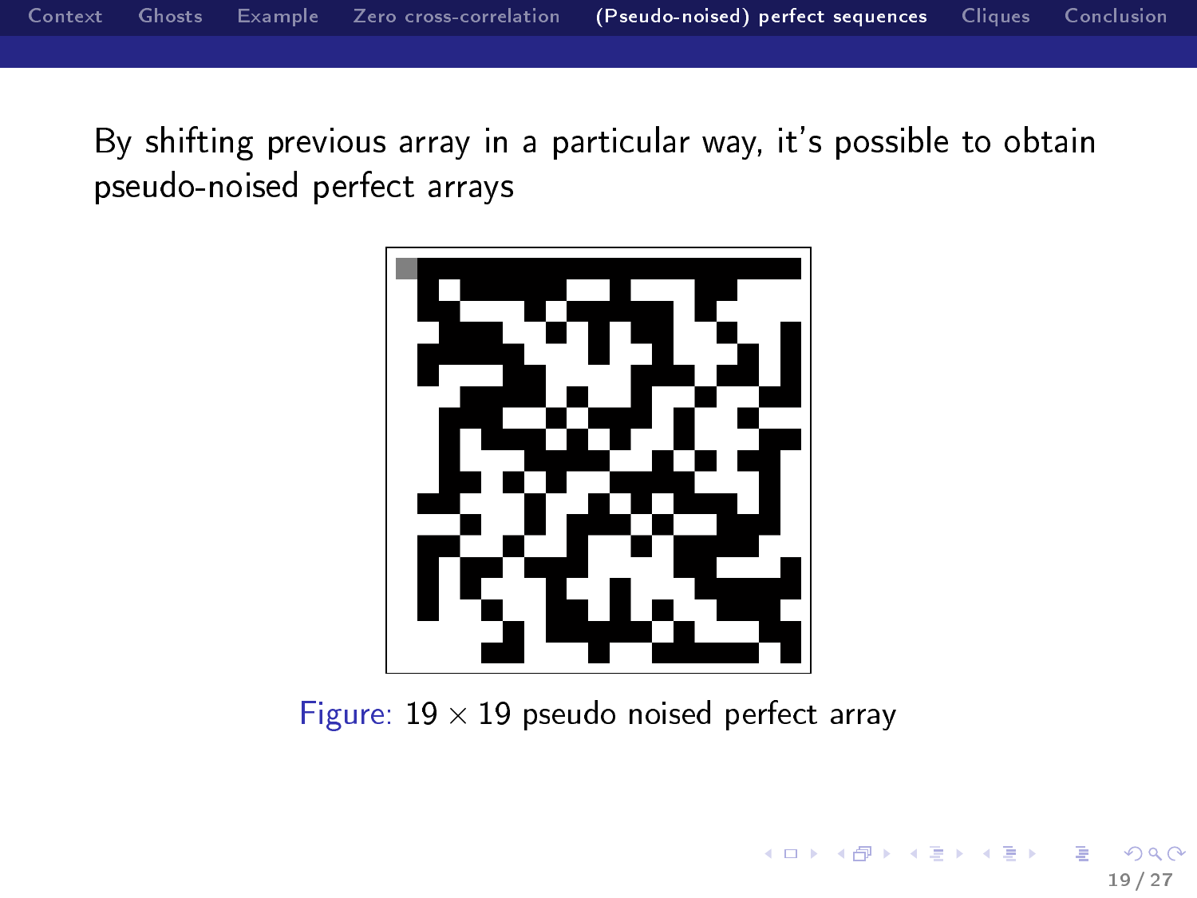By shifting previous array in a particular way, it's possible to obtain pseudo-noised perfect arrays

Figure: $19 \times 19$ pseudo noised perfect array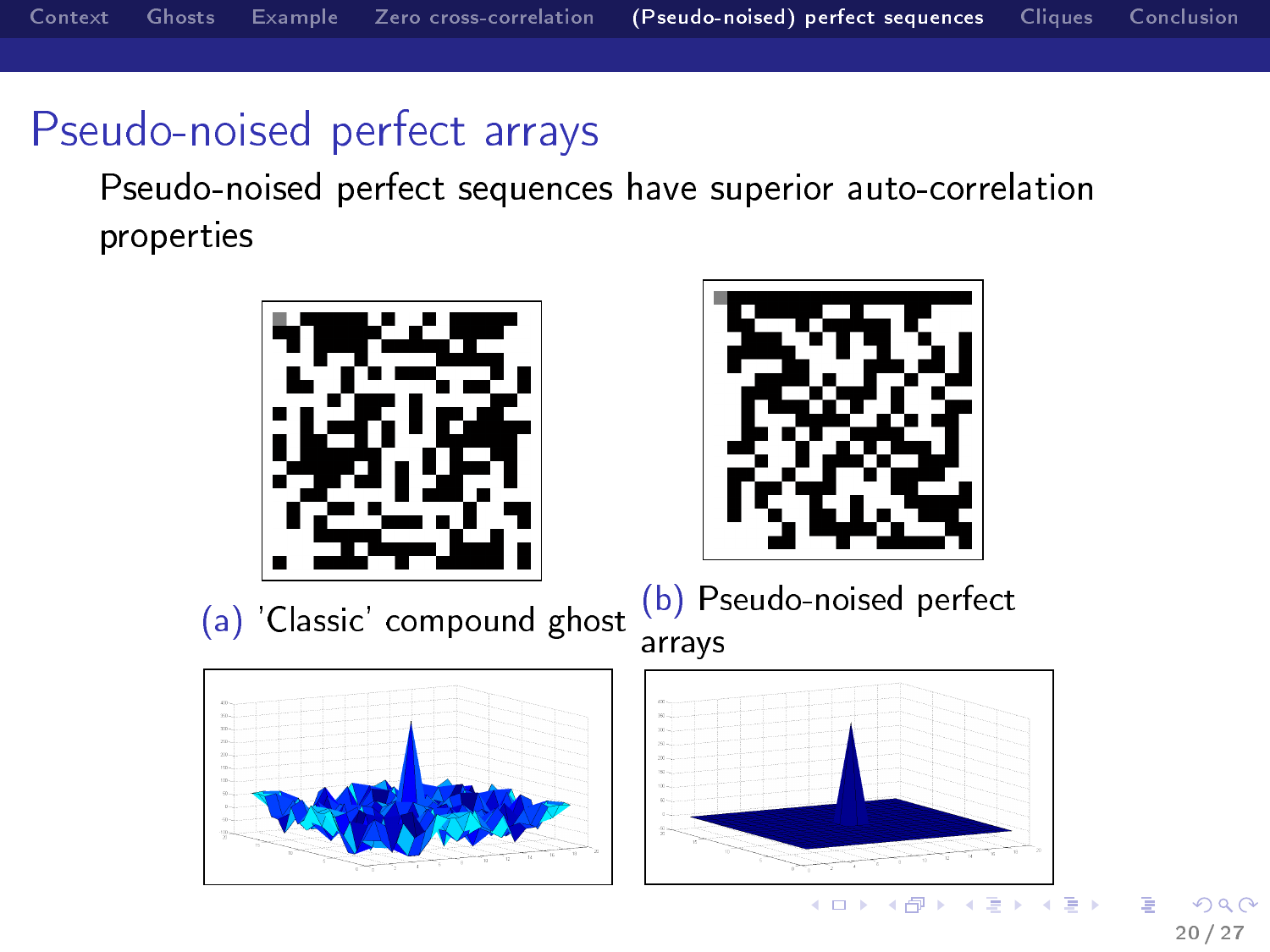## Pseudo-noised perfect arrays

Pseudo-noised perfect sequences have superior auto-correlation properties

(a) 'Classic' compound ghost

(b) Pseudo-noised perfect arrays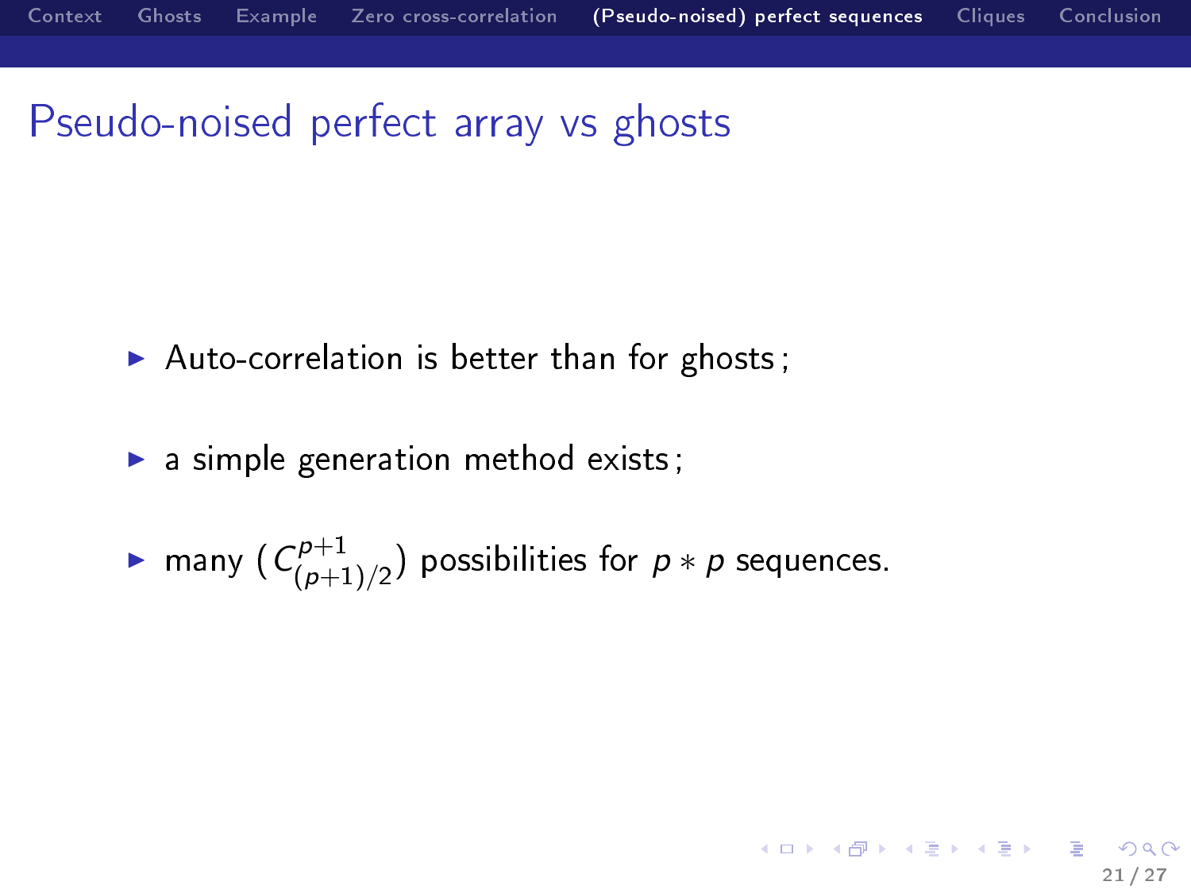# Pseudo-noised perfect array vs ghosts

- Auto-correlation is better than for ghosts ;
- a simple generation method exists ;
- many ($C^{p+1}_{(p+1)/2}$) possibilities for $p * p$ sequences.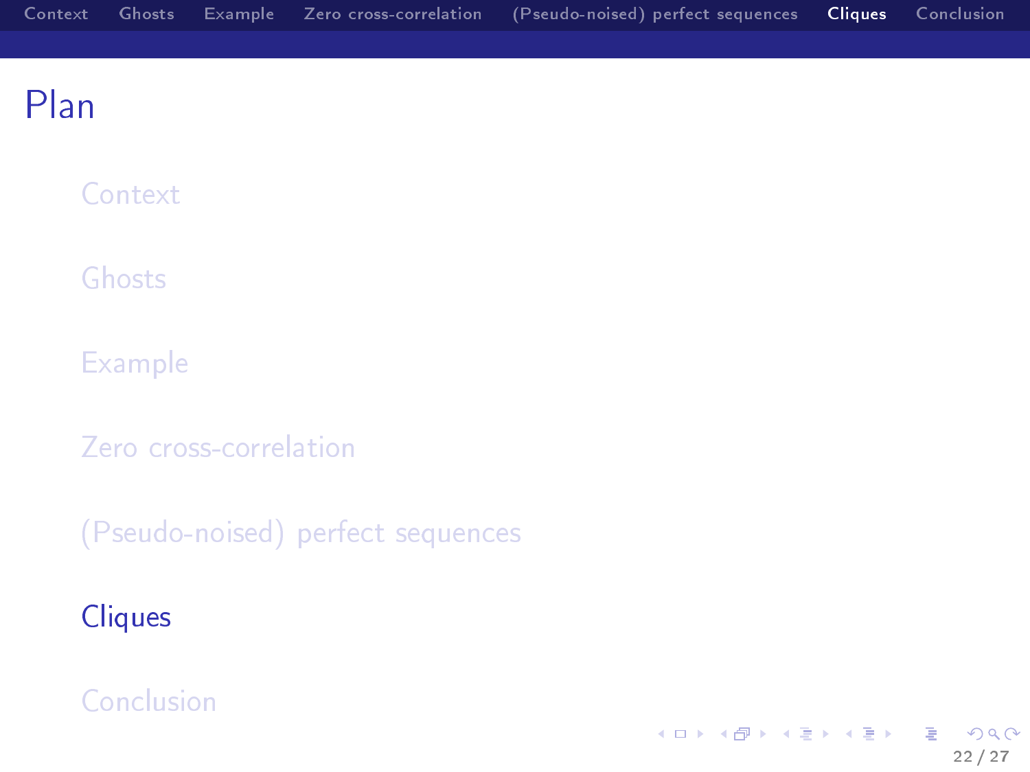# Plan

- Context
- Ghosts
- Example
- Zero cross-correlation
- (Pseudo-noised) perfect sequences
- **Cliques**
- Conclusion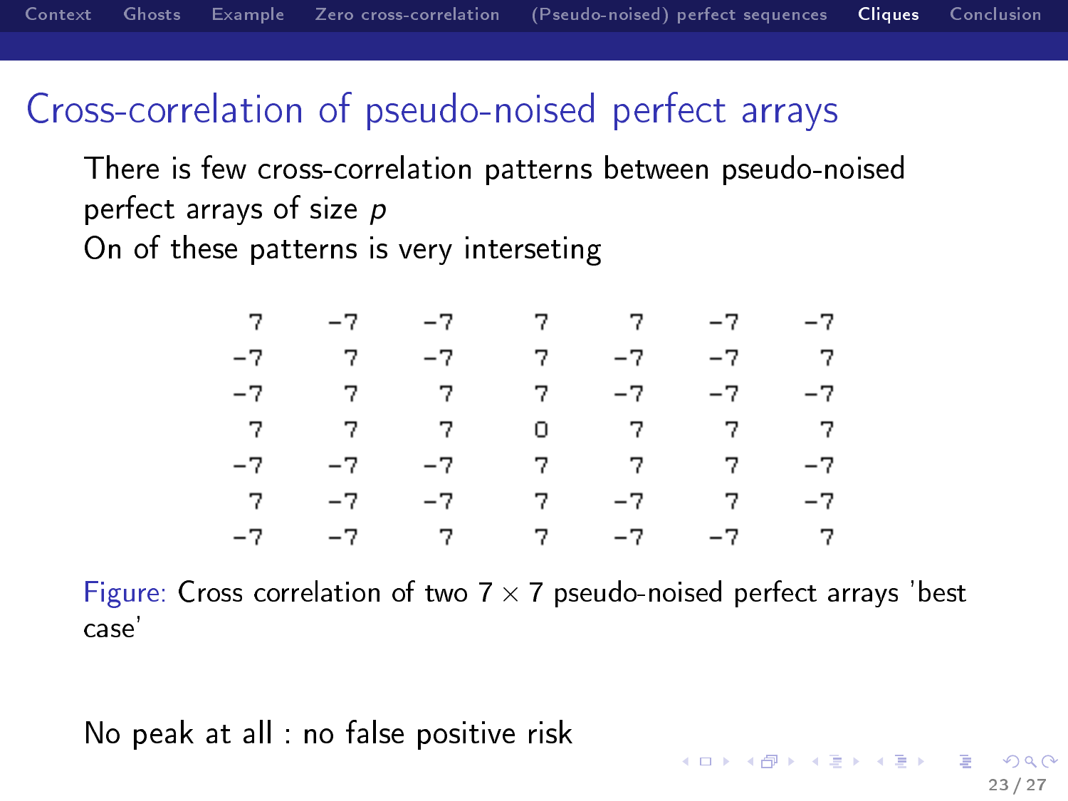# Cross-correlation of pseudo-noised perfect arrays

There is few cross-correlation patterns between pseudo-noised perfect arrays of size $p$

On of these patterns is very interseting

| | | | | | | |
|---|---|---|---|---|---|---|
| 7 | −7 | −7 | 7 | 7 | −7 | −7 |
| −7 | 7 | −7 | 7 | −7 | −7 | 7 |
| −7 | 7 | 7 | 7 | −7 | −7 | −7 |
| 7 | 7 | 7 | 0 | 7 | 7 | 7 |
| −7 | −7 | −7 | 7 | 7 | 7 | −7 |
| 7 | −7 | −7 | 7 | −7 | 7 | −7 |
| −7 | −7 | 7 | 7 | −7 | −7 | 7 |

Figure: Cross correlation of two $7 \times 7$ pseudo-noised perfect arrays 'best case'

No peak at all : no false positive risk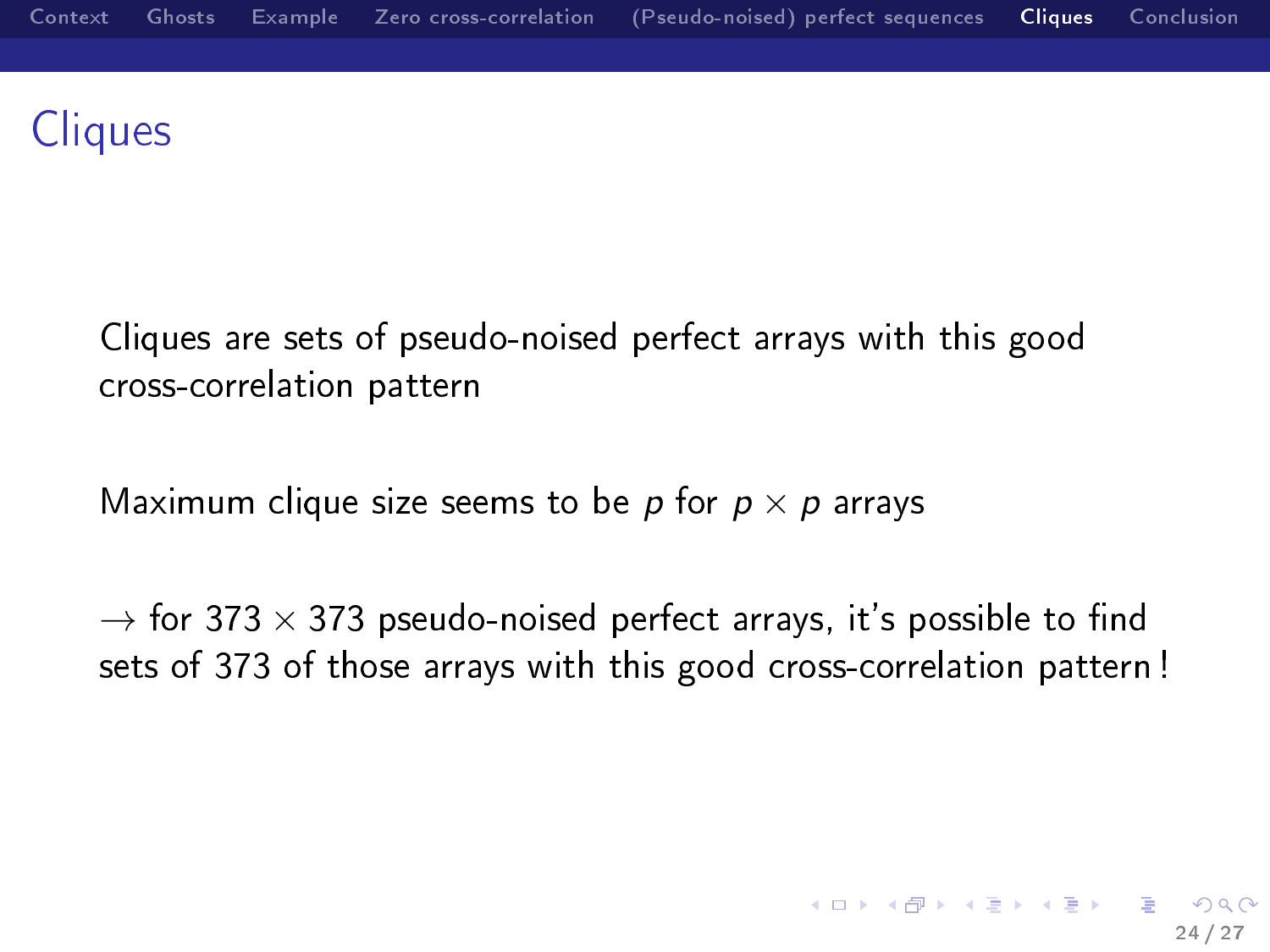# Cliques

Cliques are sets of pseudo-noised perfect arrays with this good cross-correlation pattern

Maximum clique size seems to be $p$ for $p \times p$ arrays

$\rightarrow$ for $373 \times 373$ pseudo-noised perfect arrays, it's possible to find sets of 373 of those arrays with this good cross-correlation pattern !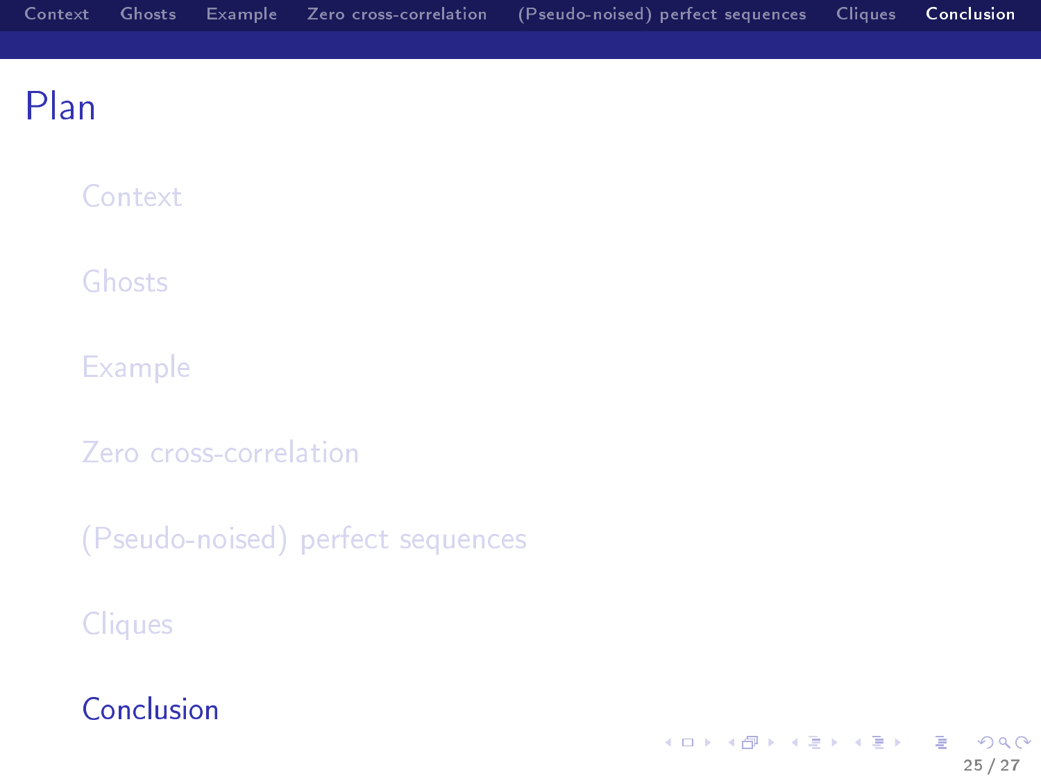# Plan

- Context
- Ghosts
- Example
- Zero cross-correlation
- (Pseudo-noised) perfect sequences
- Cliques
- **Conclusion**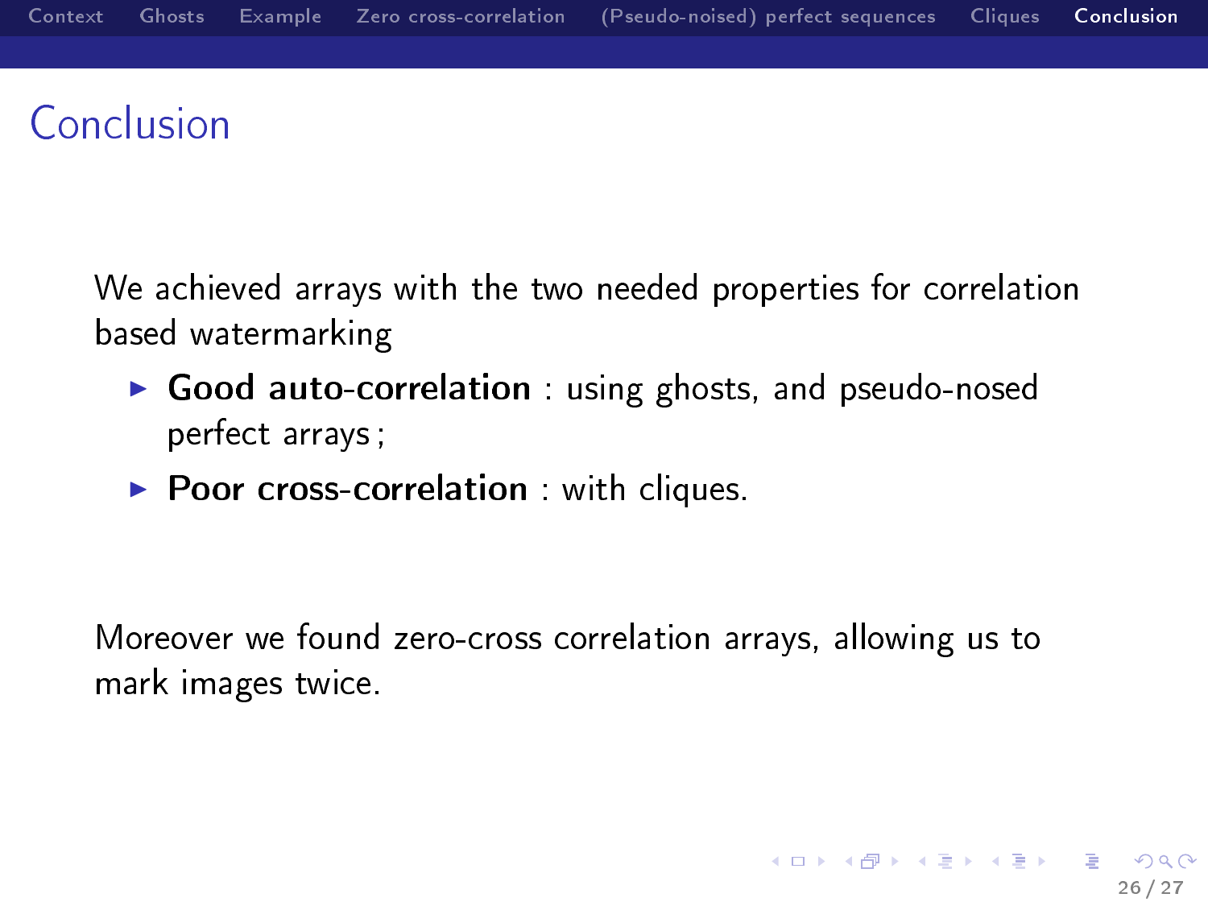# Conclusion

We achieved arrays with the two needed properties for correlation based watermarking

- **Good auto-correlation** : using ghosts, and pseudo-nosed perfect arrays ;
- **Poor cross-correlation** : with cliques.

Moreover we found zero-cross correlation arrays, allowing us to mark images twice.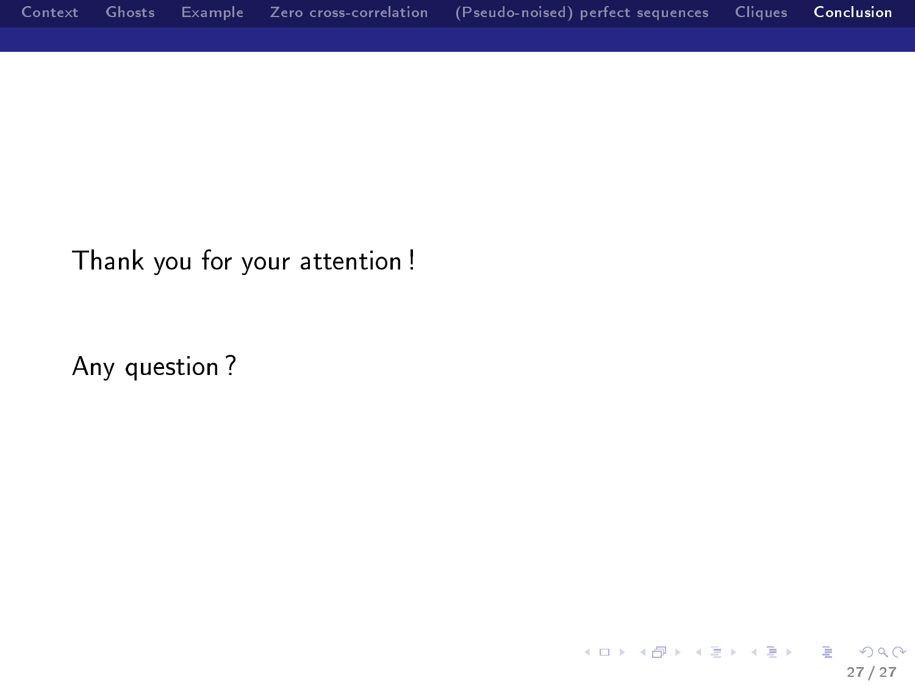Thank you for your attention !

Any question ?